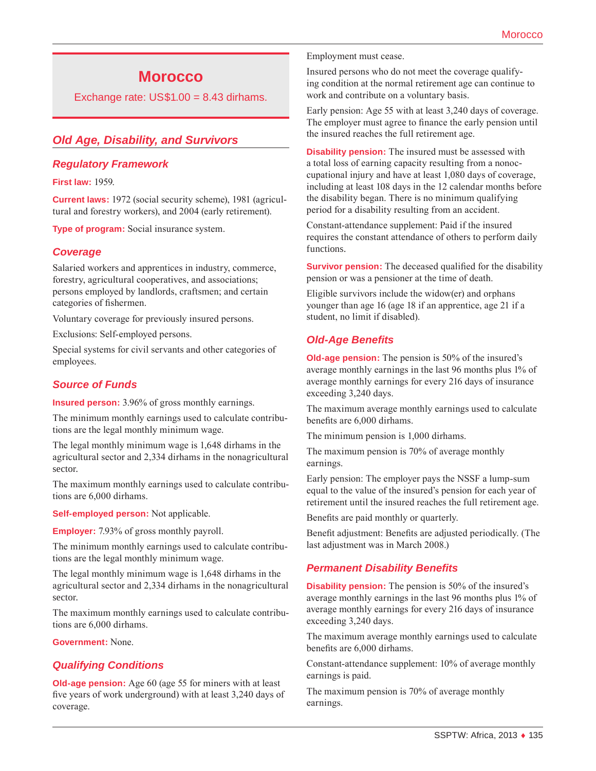# Morocco

Exchange rate: US$1.00 = 8.43 dirhams.

## Old Age, Disability, and Survivors

### Regulatory Framework

**First law:** 1959.

**Current laws:** 1972 (social security scheme), 1981 (agricultural and forestry workers), and 2004 (early retirement).

**Type of program:** Social insurance system.

### Coverage

Salaried workers and apprentices in industry, commerce, forestry, agricultural cooperatives, and associations; persons employed by landlords, craftsmen; and certain categories of fishermen.

Voluntary coverage for previously insured persons.

Exclusions: Self-employed persons.

Special systems for civil servants and other categories of employees.

### Source of Funds

**Insured person:** 3.96% of gross monthly earnings.

The minimum monthly earnings used to calculate contributions are the legal monthly minimum wage.

The legal monthly minimum wage is 1,648 dirhams in the agricultural sector and 2,334 dirhams in the nonagricultural sector.

The maximum monthly earnings used to calculate contributions are 6,000 dirhams.

**Self-employed person:** Not applicable.

**Employer:** 7.93% of gross monthly payroll.

The minimum monthly earnings used to calculate contributions are the legal monthly minimum wage.

The legal monthly minimum wage is 1,648 dirhams in the agricultural sector and 2,334 dirhams in the nonagricultural sector.

The maximum monthly earnings used to calculate contributions are 6,000 dirhams.

**Government:** None.

### Qualifying Conditions

**Old-age pension:** Age 60 (age 55 for miners with at least five years of work underground) with at least 3,240 days of coverage.

Employment must cease.

Insured persons who do not meet the coverage qualifying condition at the normal retirement age can continue to work and contribute on a voluntary basis.

Early pension: Age 55 with at least 3,240 days of coverage. The employer must agree to finance the early pension until the insured reaches the full retirement age.

**Disability pension:** The insured must be assessed with a total loss of earning capacity resulting from a nonoccupational injury and have at least 1,080 days of coverage, including at least 108 days in the 12 calendar months before the disability began. There is no minimum qualifying period for a disability resulting from an accident.

Constant-attendance supplement: Paid if the insured requires the constant attendance of others to perform daily functions.

**Survivor pension:** The deceased qualified for the disability pension or was a pensioner at the time of death.

Eligible survivors include the widow(er) and orphans younger than age 16 (age 18 if an apprentice, age 21 if a student, no limit if disabled).

### Old-Age Benefits

**Old-age pension:** The pension is 50% of the insured's average monthly earnings in the last 96 months plus 1% of average monthly earnings for every 216 days of insurance exceeding 3,240 days.

The maximum average monthly earnings used to calculate benefits are 6,000 dirhams.

The minimum pension is 1,000 dirhams.

The maximum pension is 70% of average monthly earnings.

Early pension: The employer pays the NSSF a lump-sum equal to the value of the insured's pension for each year of retirement until the insured reaches the full retirement age.

Benefits are paid monthly or quarterly.

Benefit adjustment: Benefits are adjusted periodically. (The last adjustment was in March 2008.)

### Permanent Disability Benefits

**Disability pension:** The pension is 50% of the insured's average monthly earnings in the last 96 months plus 1% of average monthly earnings for every 216 days of insurance exceeding 3,240 days.

The maximum average monthly earnings used to calculate benefits are 6,000 dirhams.

Constant-attendance supplement: 10% of average monthly earnings is paid.

The maximum pension is 70% of average monthly earnings.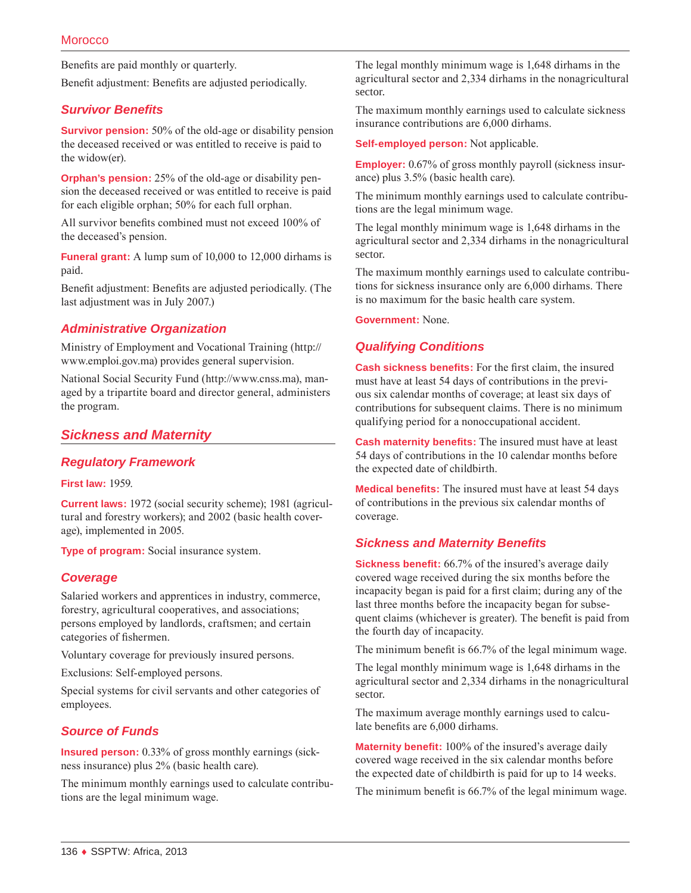Benefits are paid monthly or quarterly.

Benefit adjustment: Benefits are adjusted periodically.

### Survivor Benefits

**Survivor pension:** 50% of the old-age or disability pension the deceased received or was entitled to receive is paid to the widow(er).

**Orphan's pension:** 25% of the old-age or disability pension the deceased received or was entitled to receive is paid for each eligible orphan; 50% for each full orphan.

All survivor benefits combined must not exceed 100% of the deceased's pension.

**Funeral grant:** A lump sum of 10,000 to 12,000 dirhams is paid.

Benefit adjustment: Benefits are adjusted periodically. (The last adjustment was in July 2007.)

### Administrative Organization

Ministry of Employment and Vocational Training (http://www.emploi.gov.ma) provides general supervision.

National Social Security Fund (http://www.cnss.ma), managed by a tripartite board and director general, administers the program.

## Sickness and Maternity

### Regulatory Framework

**First law:** 1959.

**Current laws:** 1972 (social security scheme); 1981 (agricultural and forestry workers); and 2002 (basic health coverage), implemented in 2005.

**Type of program:** Social insurance system.

### Coverage

Salaried workers and apprentices in industry, commerce, forestry, agricultural cooperatives, and associations; persons employed by landlords, craftsmen; and certain categories of fishermen.

Voluntary coverage for previously insured persons.

Exclusions: Self-employed persons.

Special systems for civil servants and other categories of employees.

### Source of Funds

**Insured person:** 0.33% of gross monthly earnings (sickness insurance) plus 2% (basic health care).

The minimum monthly earnings used to calculate contributions are the legal minimum wage.

The legal monthly minimum wage is 1,648 dirhams in the agricultural sector and 2,334 dirhams in the nonagricultural sector.

The maximum monthly earnings used to calculate sickness insurance contributions are 6,000 dirhams.

**Self-employed person:** Not applicable.

**Employer:** 0.67% of gross monthly payroll (sickness insurance) plus 3.5% (basic health care).

The minimum monthly earnings used to calculate contributions are the legal minimum wage.

The legal monthly minimum wage is 1,648 dirhams in the agricultural sector and 2,334 dirhams in the nonagricultural sector.

The maximum monthly earnings used to calculate contributions for sickness insurance only are 6,000 dirhams. There is no maximum for the basic health care system.

**Government:** None.

### Qualifying Conditions

**Cash sickness benefits:** For the first claim, the insured must have at least 54 days of contributions in the previous six calendar months of coverage; at least six days of contributions for subsequent claims. There is no minimum qualifying period for a nonoccupational accident.

**Cash maternity benefits:** The insured must have at least 54 days of contributions in the 10 calendar months before the expected date of childbirth.

**Medical benefits:** The insured must have at least 54 days of contributions in the previous six calendar months of coverage.

### Sickness and Maternity Benefits

**Sickness benefit:** 66.7% of the insured's average daily covered wage received during the six months before the incapacity began is paid for a first claim; during any of the last three months before the incapacity began for subsequent claims (whichever is greater). The benefit is paid from the fourth day of incapacity.

The minimum benefit is 66.7% of the legal minimum wage.

The legal monthly minimum wage is 1,648 dirhams in the agricultural sector and 2,334 dirhams in the nonagricultural sector.

The maximum average monthly earnings used to calculate benefits are 6,000 dirhams.

**Maternity benefit:** 100% of the insured's average daily covered wage received in the six calendar months before the expected date of childbirth is paid for up to 14 weeks.

The minimum benefit is 66.7% of the legal minimum wage.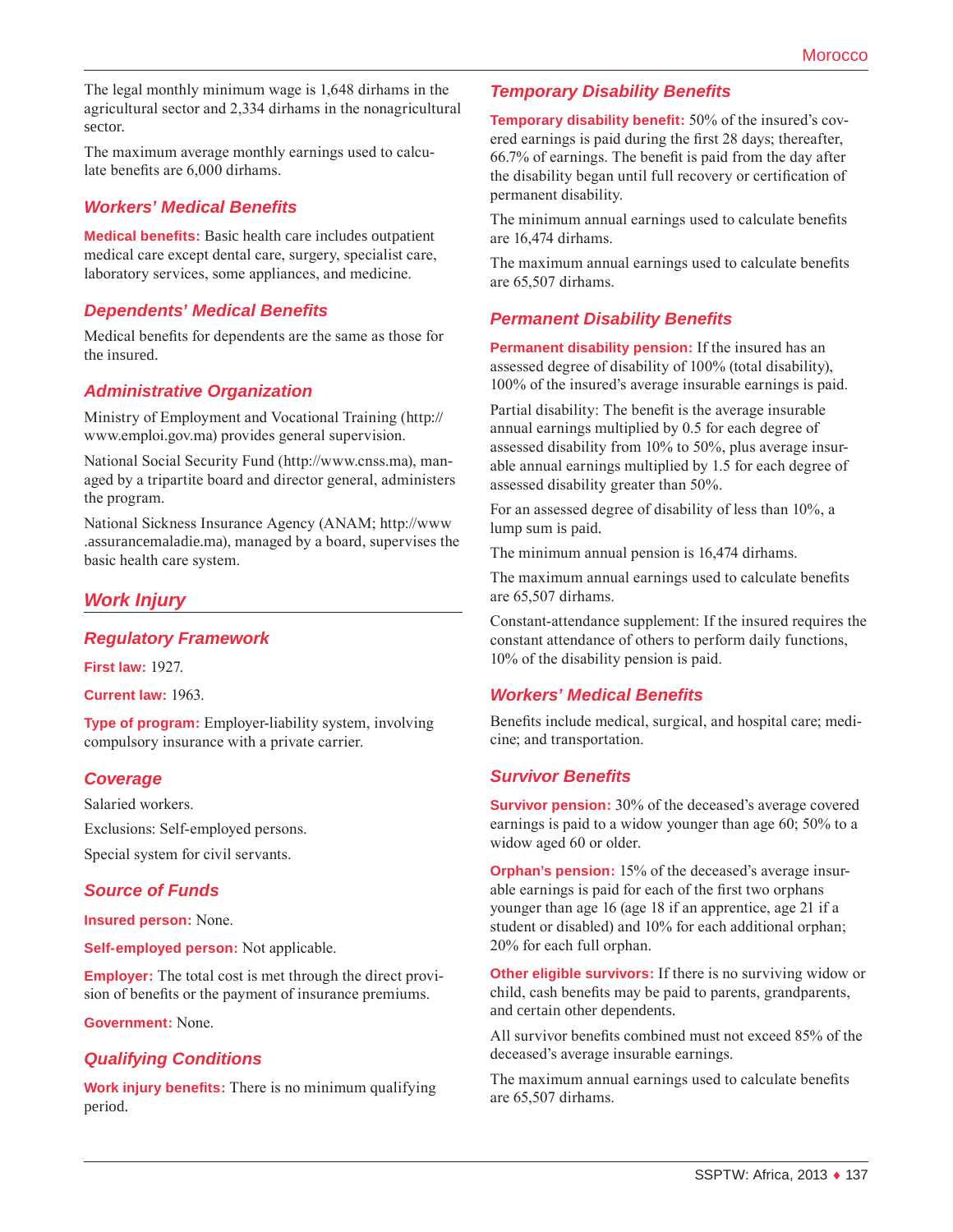The legal monthly minimum wage is 1,648 dirhams in the agricultural sector and 2,334 dirhams in the nonagricultural sector.

The maximum average monthly earnings used to calculate benefits are 6,000 dirhams.

### Workers' Medical Benefits

**Medical benefits:** Basic health care includes outpatient medical care except dental care, surgery, specialist care, laboratory services, some appliances, and medicine.

### Dependents' Medical Benefits

Medical benefits for dependents are the same as those for the insured.

### Administrative Organization

Ministry of Employment and Vocational Training (http://www.emploi.gov.ma) provides general supervision.

National Social Security Fund (http://www.cnss.ma), managed by a tripartite board and director general, administers the program.

National Sickness Insurance Agency (ANAM; http://www.assurancemaladie.ma), managed by a board, supervises the basic health care system.

## Work Injury

### Regulatory Framework

**First law:** 1927.

**Current law:** 1963.

**Type of program:** Employer-liability system, involving compulsory insurance with a private carrier.

### Coverage

Salaried workers.

Exclusions: Self-employed persons.

Special system for civil servants.

### Source of Funds

**Insured person:** None.

**Self-employed person:** Not applicable.

**Employer:** The total cost is met through the direct provision of benefits or the payment of insurance premiums.

**Government:** None.

### Qualifying Conditions

**Work injury benefits:** There is no minimum qualifying period.

### Temporary Disability Benefits

**Temporary disability benefit:** 50% of the insured's covered earnings is paid during the first 28 days; thereafter, 66.7% of earnings. The benefit is paid from the day after the disability began until full recovery or certification of permanent disability.

The minimum annual earnings used to calculate benefits are 16,474 dirhams.

The maximum annual earnings used to calculate benefits are 65,507 dirhams.

### Permanent Disability Benefits

**Permanent disability pension:** If the insured has an assessed degree of disability of 100% (total disability), 100% of the insured's average insurable earnings is paid.

Partial disability: The benefit is the average insurable annual earnings multiplied by 0.5 for each degree of assessed disability from 10% to 50%, plus average insurable annual earnings multiplied by 1.5 for each degree of assessed disability greater than 50%.

For an assessed degree of disability of less than 10%, a lump sum is paid.

The minimum annual pension is 16,474 dirhams.

The maximum annual earnings used to calculate benefits are 65,507 dirhams.

Constant-attendance supplement: If the insured requires the constant attendance of others to perform daily functions, 10% of the disability pension is paid.

### Workers' Medical Benefits

Benefits include medical, surgical, and hospital care; medicine; and transportation.

### Survivor Benefits

**Survivor pension:** 30% of the deceased's average covered earnings is paid to a widow younger than age 60; 50% to a widow aged 60 or older.

**Orphan's pension:** 15% of the deceased's average insurable earnings is paid for each of the first two orphans younger than age 16 (age 18 if an apprentice, age 21 if a student or disabled) and 10% for each additional orphan; 20% for each full orphan.

**Other eligible survivors:** If there is no surviving widow or child, cash benefits may be paid to parents, grandparents, and certain other dependents.

All survivor benefits combined must not exceed 85% of the deceased's average insurable earnings.

The maximum annual earnings used to calculate benefits are 65,507 dirhams.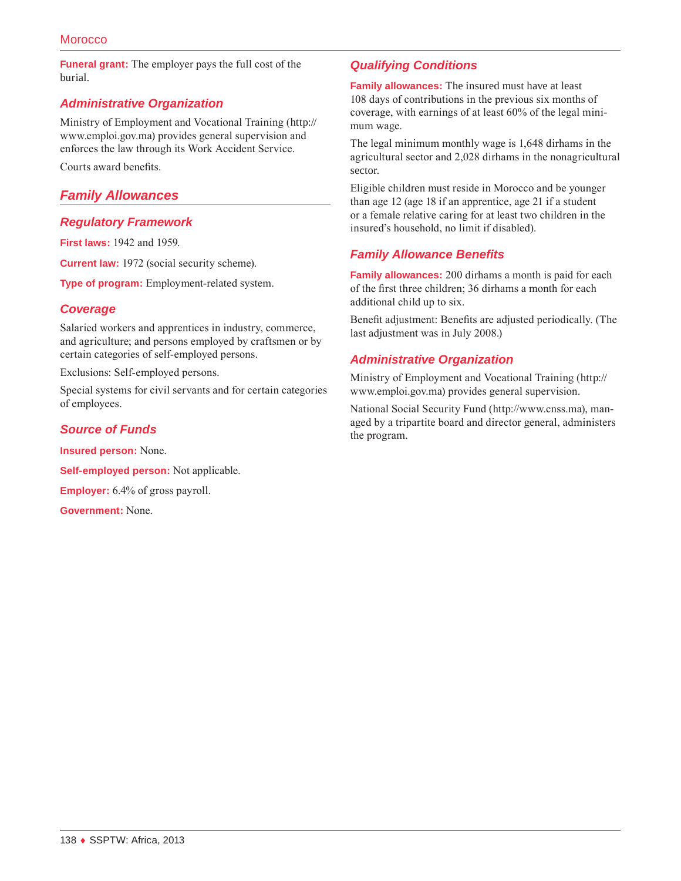**Funeral grant:** The employer pays the full cost of the burial.

### Administrative Organization

Ministry of Employment and Vocational Training (http://www.emploi.gov.ma) provides general supervision and enforces the law through its Work Accident Service.

Courts award benefits.

## Family Allowances

### Regulatory Framework

**First laws:** 1942 and 1959.

**Current law:** 1972 (social security scheme).

**Type of program:** Employment-related system.

### Coverage

Salaried workers and apprentices in industry, commerce, and agriculture; and persons employed by craftsmen or by certain categories of self-employed persons.

Exclusions: Self-employed persons.

Special systems for civil servants and for certain categories of employees.

### Source of Funds

**Insured person:** None.

**Self-employed person:** Not applicable.

**Employer:** 6.4% of gross payroll.

**Government:** None.

### Qualifying Conditions

**Family allowances:** The insured must have at least 108 days of contributions in the previous six months of coverage, with earnings of at least 60% of the legal minimum wage.

The legal minimum monthly wage is 1,648 dirhams in the agricultural sector and 2,028 dirhams in the nonagricultural sector.

Eligible children must reside in Morocco and be younger than age 12 (age 18 if an apprentice, age 21 if a student or a female relative caring for at least two children in the insured's household, no limit if disabled).

### Family Allowance Benefits

**Family allowances:** 200 dirhams a month is paid for each of the first three children; 36 dirhams a month for each additional child up to six.

Benefit adjustment: Benefits are adjusted periodically. (The last adjustment was in July 2008.)

### Administrative Organization

Ministry of Employment and Vocational Training (http://www.emploi.gov.ma) provides general supervision.

National Social Security Fund (http://www.cnss.ma), managed by a tripartite board and director general, administers the program.